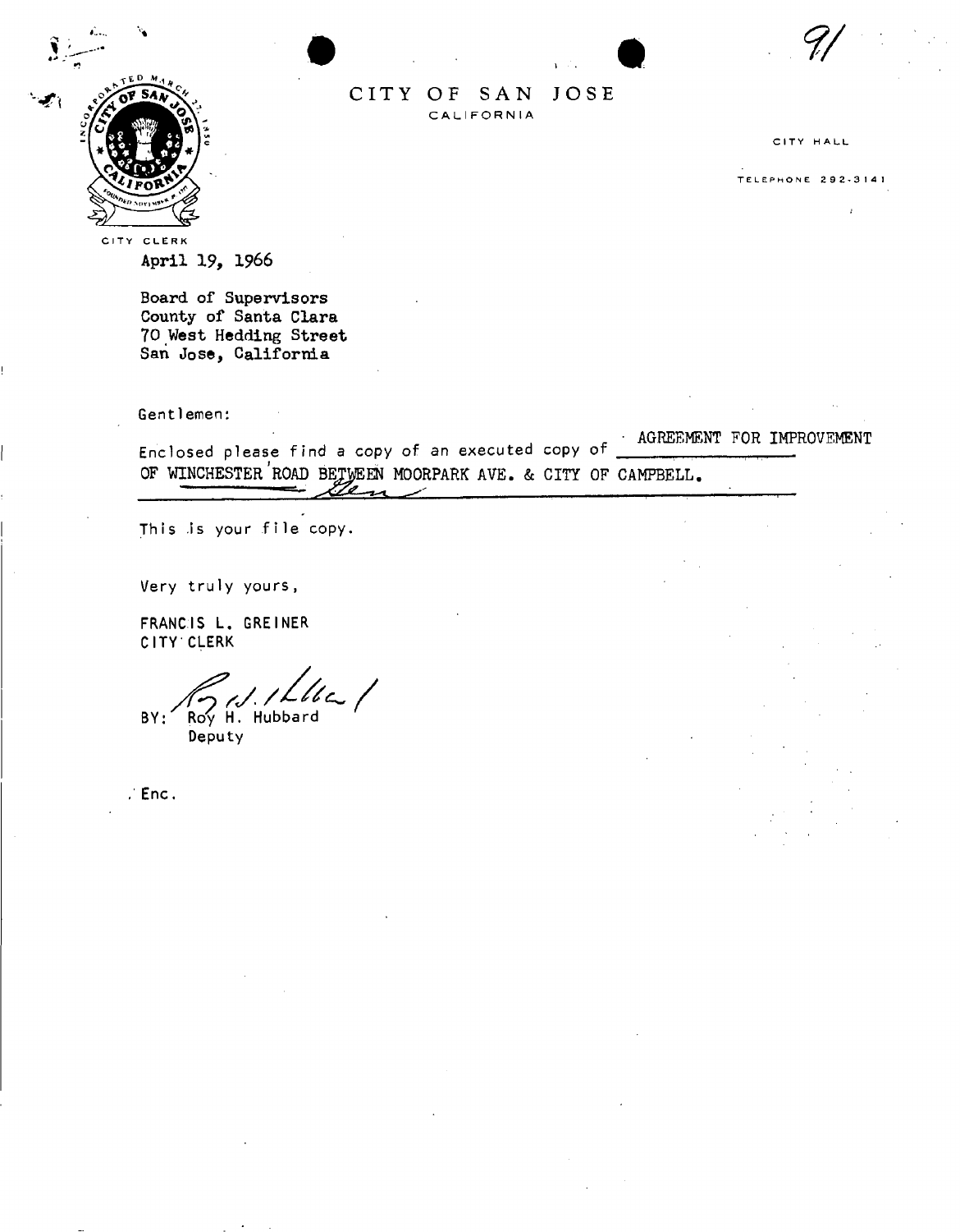# CITY OF SAN JOSE

CALIFORNIA

CITY HALL

TELEPHONE 292-3141

CITY CLERK

April 19, 1966

Board of Supervisors
County of Santa Clara
70 West Hedding Street
San Jose, California

Gentlemen:

Enclosed please find a copy of an executed copy of AGREEMENT FOR IMPROVEMENT OF WINCHESTER ROAD BETWEEN MOORPARK AVE. & CITY OF CAMPBELL.

This is your file copy.

Very truly yours,

FRANCIS L. GREINER
CITY CLERK

BY: Roy H. Hubbard
Deputy

Enc.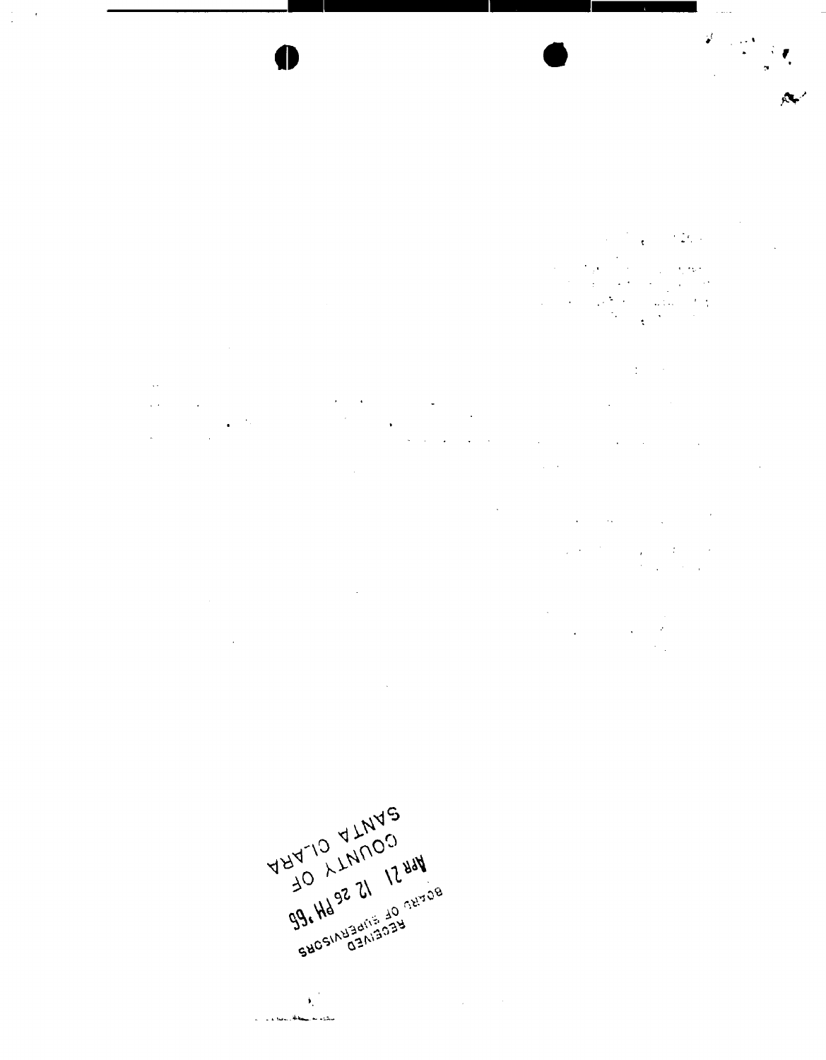RECEIVED
BOARD OF SUPERVISORS
APR 21 12 26 PM '65
COUNTY OF
SANTA CLARA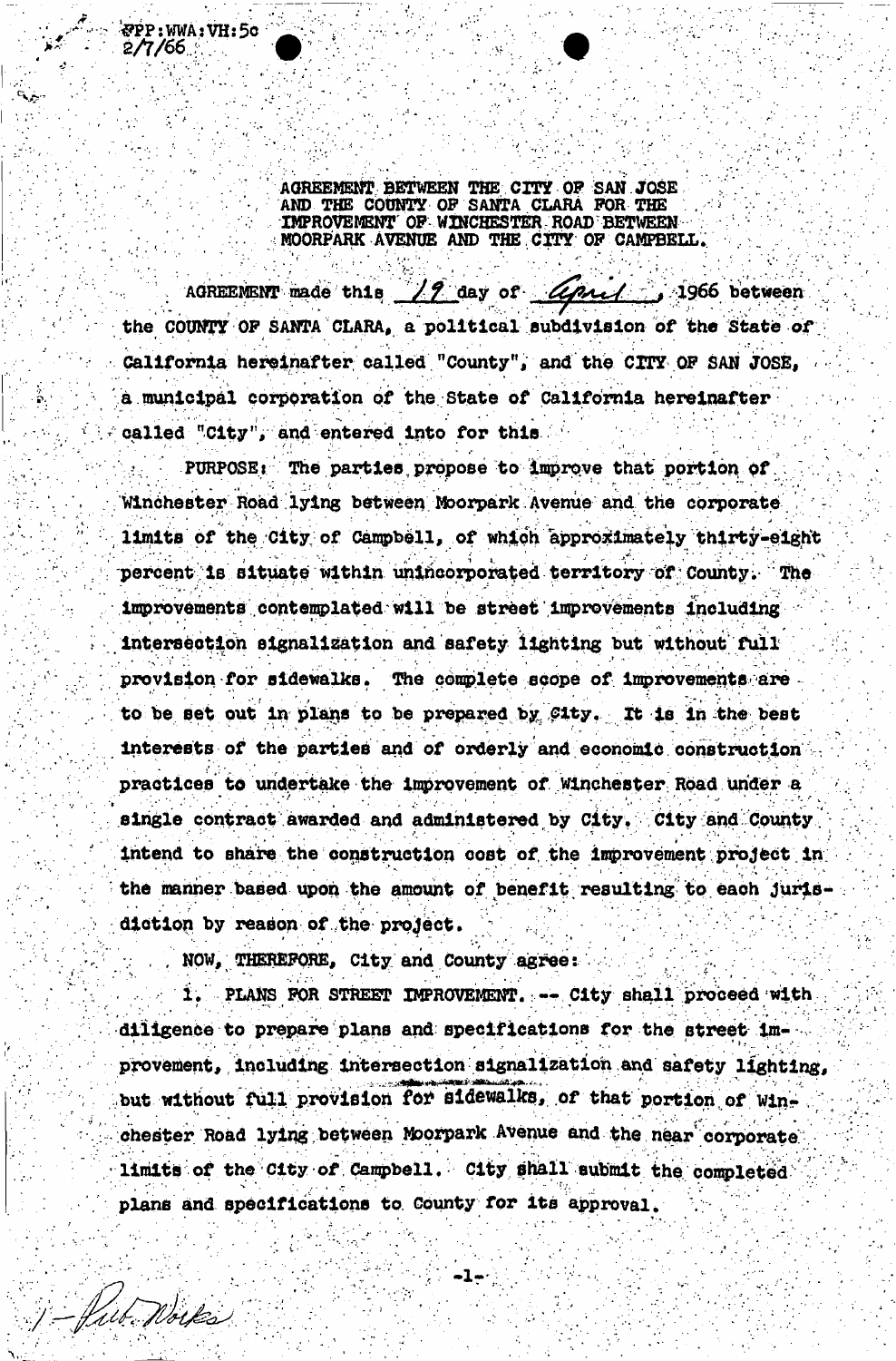FPP:WWA:VH:5c
2/7/66

AGREEMENT BETWEEN THE CITY OF SAN JOSE AND THE COUNTY OF SANTA CLARA FOR THE IMPROVEMENT OF WINCHESTER ROAD BETWEEN MOORPARK AVENUE AND THE CITY OF CAMPBELL.

AGREEMENT made this 19 day of April, 1966 between the COUNTY OF SANTA CLARA, a political subdivision of the State of California hereinafter called "County", and the CITY OF SAN JOSE, a municipal corporation of the State of California hereinafter called "City", and entered into for this

PURPOSE: The parties propose to improve that portion of Winchester Road lying between Moorpark Avenue and the corporate limits of the City of Campbell, of which approximately thirty-eight percent is situate within unincorporated territory of County. The improvements contemplated will be street improvements including intersection signalization and safety lighting but without full provision for sidewalks. The complete scope of improvements are to be set out in plans to be prepared by City. It is in the best interests of the parties and of orderly and economic construction practices to undertake the improvement of Winchester Road under a single contract awarded and administered by City. City and County intend to share the construction cost of the improvement project in the manner based upon the amount of benefit resulting to each jurisdiction by reason of the project.

NOW, THEREFORE, City and County agree:

1. PLANS FOR STREET IMPROVEMENT. -- City shall proceed with diligence to prepare plans and specifications for the street improvement, including intersection signalization and safety lighting, but without full provision for sidewalks, of that portion of Winchester Road lying between Moorpark Avenue and the near corporate limits of the City of Campbell. City shall submit the completed plans and specifications to County for its approval.

1 - Pub. Works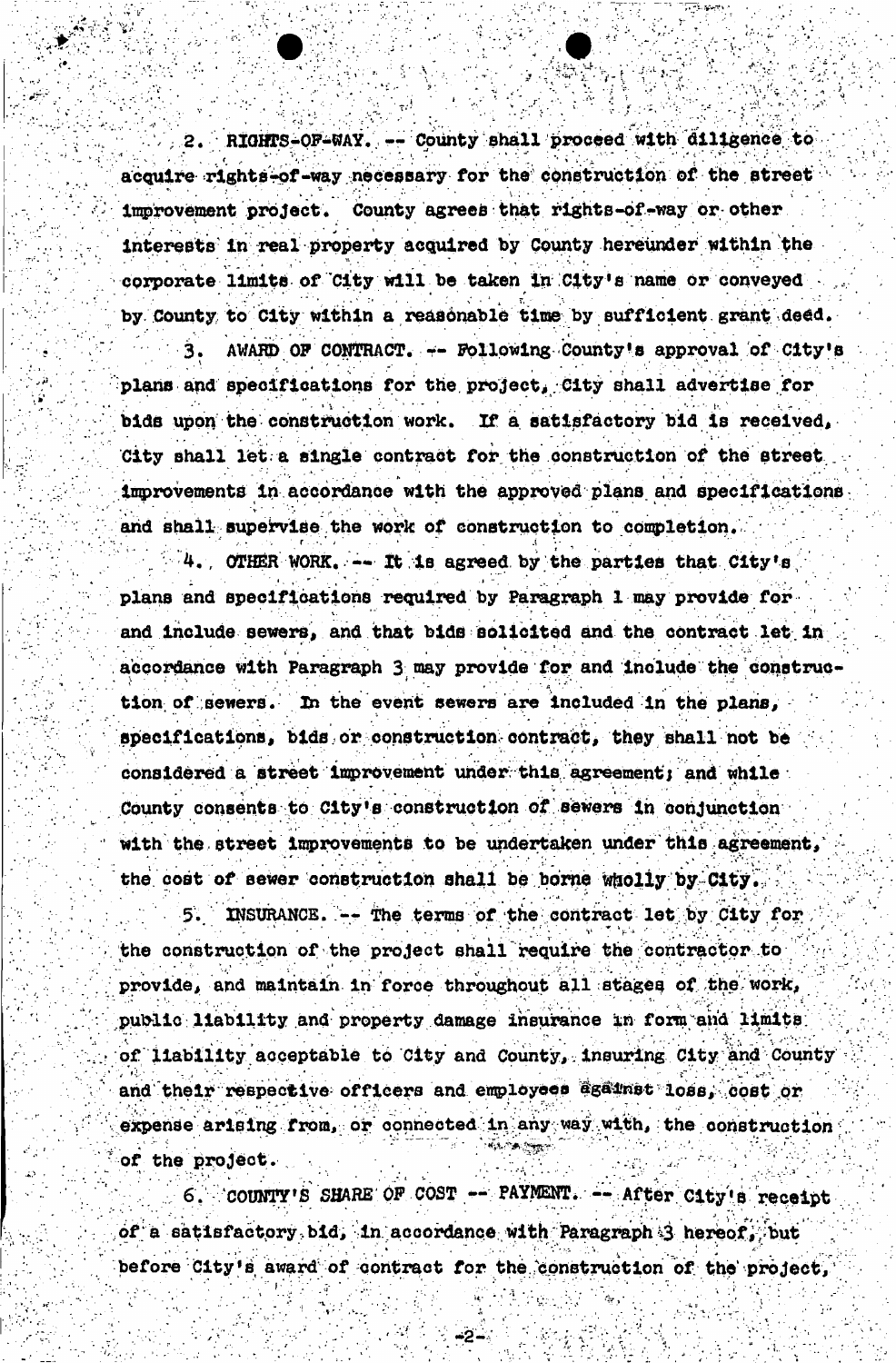2. RIGHTS-OF-WAY. -- County shall proceed with diligence to acquire rights-of-way necessary for the construction of the street improvement project. County agrees that rights-of-way or other interests in real property acquired by County hereunder within the corporate limits of City will be taken in City's name or conveyed by County to City within a reasonable time by sufficient grant deed.

3. AWARD OF CONTRACT. -- Following County's approval of City's plans and specifications for the project, City shall advertise for bids upon the construction work. If a satisfactory bid is received, City shall let a single contract for the construction of the street improvements in accordance with the approved plans and specifications and shall supervise the work of construction to completion.

4. OTHER WORK. -- It is agreed by the parties that City's plans and specifications required by Paragraph 1 may provide for and include sewers, and that bids solicited and the contract let in accordance with Paragraph 3 may provide for and include the construction of sewers. In the event sewers are included in the plans, specifications, bids or construction contract, they shall not be considered a street improvement under this agreement; and while County consents to City's construction of sewers in conjunction with the street improvements to be undertaken under this agreement, the cost of sewer construction shall be borne wholly by City.

5. INSURANCE. -- The terms of the contract let by City for the construction of the project shall require the contractor to provide, and maintain in force throughout all stages of the work, public liability and property damage insurance in form and limits of liability acceptable to City and County, insuring City and County and their respective officers and employees against loss, cost or expense arising from, or connected in any way with, the construction of the project.

6. COUNTY'S SHARE OF COST -- PAYMENT. -- After City's receipt of a satisfactory bid, in accordance with Paragraph 3 hereof, but before City's award of contract for the construction of the project,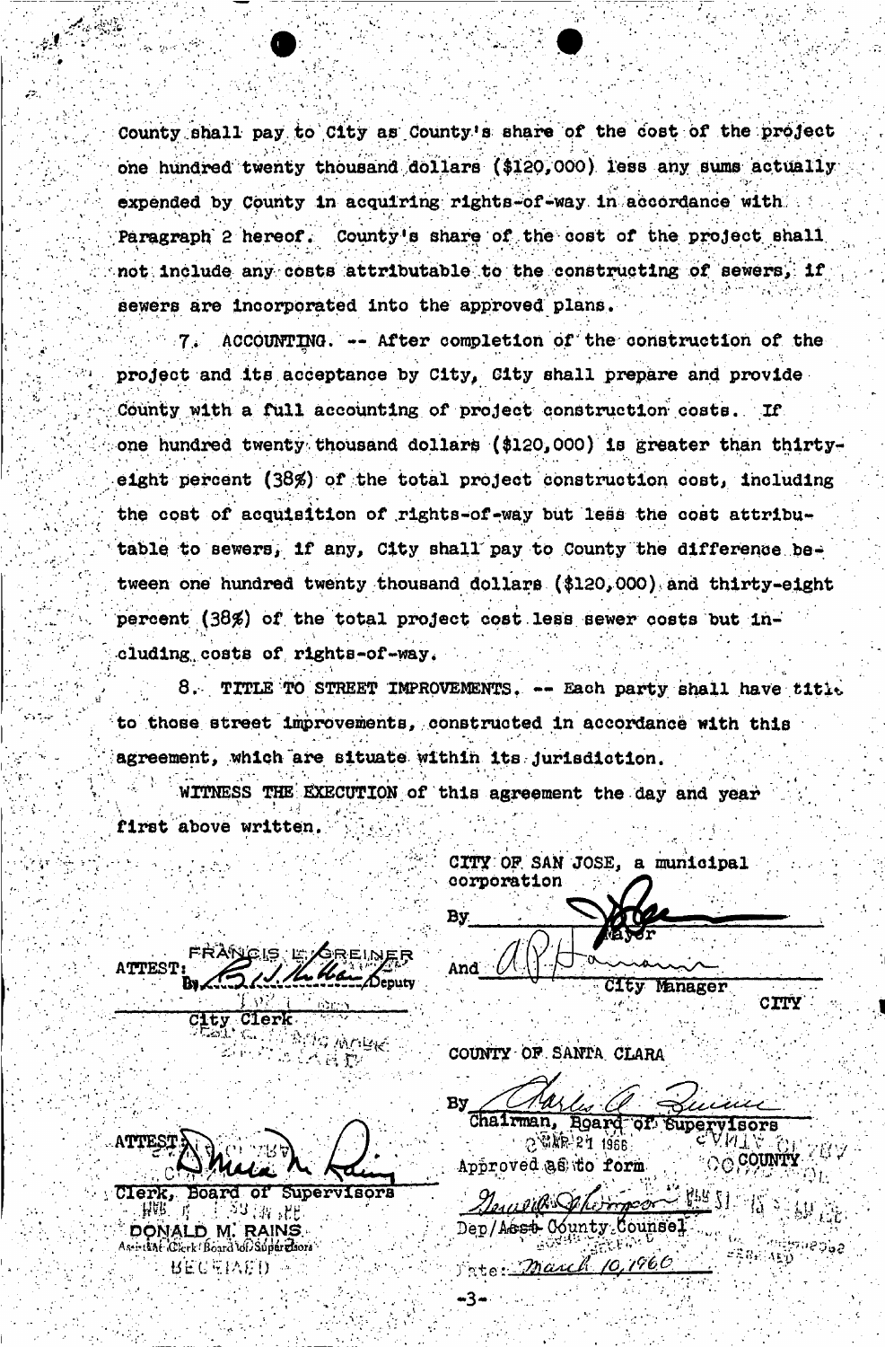County shall pay to City as County's share of the cost of the project one hundred twenty thousand dollars ($120,000) less any sums actually expended by County in acquiring rights-of-way in accordance with Paragraph 2 hereof. County's share of the cost of the project shall not include any costs attributable to the constructing of sewers, if sewers are incorporated into the approved plans.

7. ACCOUNTING. -- After completion of the construction of the project and its acceptance by City, City shall prepare and provide County with a full accounting of project construction costs. If one hundred twenty thousand dollars ($120,000) is greater than thirty-eight percent (38%) of the total project construction cost, including the cost of acquisition of rights-of-way but less the cost attributable to sewers, if any, City shall pay to County the difference between one hundred twenty thousand dollars ($120,000) and thirty-eight percent (38%) of the total project cost less sewer costs but including costs of rights-of-way.

8. TITLE TO STREET IMPROVEMENTS. -- Each party shall have title to those street improvements, constructed in accordance with this agreement, which are situate within its jurisdiction.

WITNESS THE EXECUTION of this agreement the day and year first above written.

CITY OF SAN JOSE, a municipal corporation

By ______________________
Mayor

And ______________________
City Manager

CITY

ATTEST: FRANCIS L. GREINER
By ______________________ Deputy
City Clerk

COUNTY OF SANTA CLARA

By ______________________
Chairman, Board of Supervisors

MAR 21 1966

Approved as to form

______________________
Dep/Asst County Counsel

Date: March 10, 1966

ATTEST: ______________________
Clerk, Board of Supervisors
DONALD M. RAINS
Assistant Clerk Board of Supervisors

COUNTY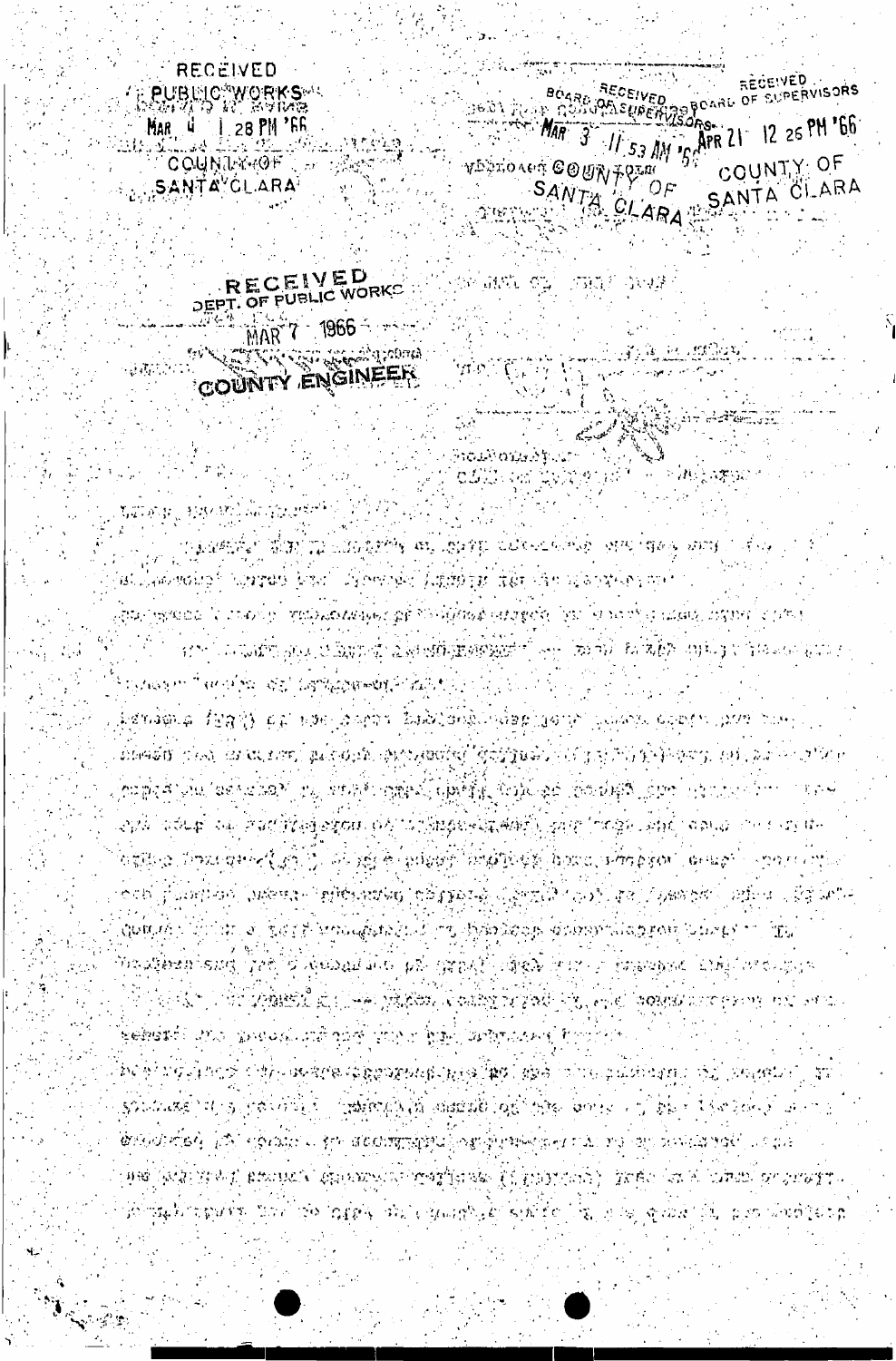RECEIVED
PUBLIC WORKS
MAR 4 1 28 PM '66
COUNTY OF
SANTA CLARA

RECEIVED
BOARD OF SUPERVISORS
MAR 3 11 53 AM '66
COUNTY OF
SANTA CLARA

RECEIVED
BOARD OF SUPERVISORS
APR 21 12 26 PM '66
COUNTY OF
SANTA CLARA

RECEIVED
DEPT. OF PUBLIC WORKS
MAR 7 1966
COUNTY ENGINEER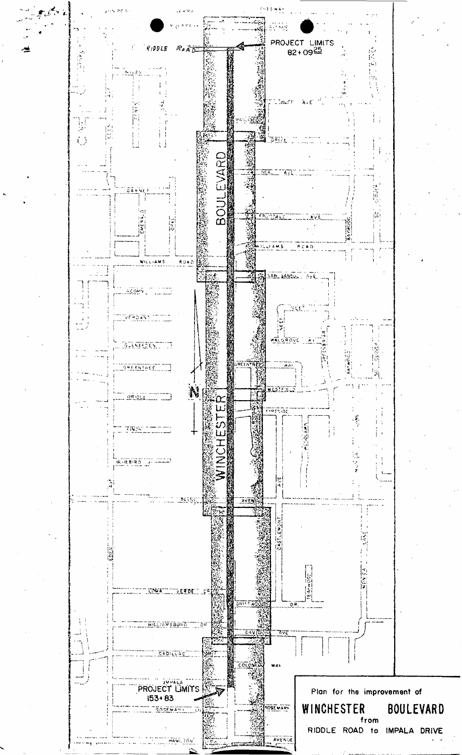PROJECT LIMITS
82+09[25]

PROJECT LIMITS
153+83

Plan for the improvement of

**WINCHESTER BOULEVARD**

from

RIDDLE ROAD to IMPALA DRIVE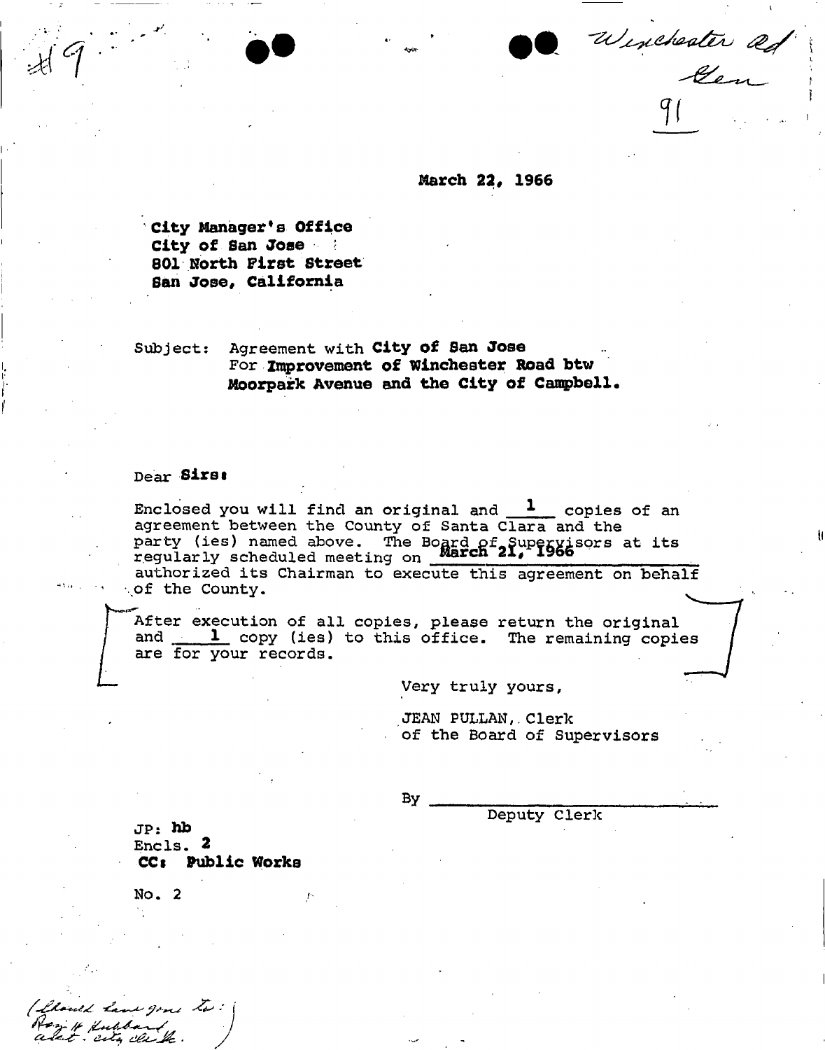#9

Winchester Rd
Gen
91

March 22, 1966

City Manager's Office
City of San Jose
801 North First Street
San Jose, California

Subject: Agreement with **City of San Jose**
For **Improvement of Winchester Road btw Moorpark Avenue and the City of Campbell.**

Dear **Sirs:**

Enclosed you will find an original and 1 copies of an agreement between the County of Santa Clara and the party (ies) named above. The Board of Supervisors at its regularly scheduled meeting on **March 21, 1966** authorized its Chairman to execute this agreement on behalf of the County.

After execution of all copies, please return the original and 1 copy (ies) to this office. The remaining copies are for your records.

Very truly yours,

JEAN PULLAN, Clerk
of the Board of Supervisors

By ______________________
Deputy Clerk

JP: **hb**
Encls. **2**
**CC: Public Works**

No. 2

(Should have gone to:
Ray H Hubbard,
asst. city clerk.)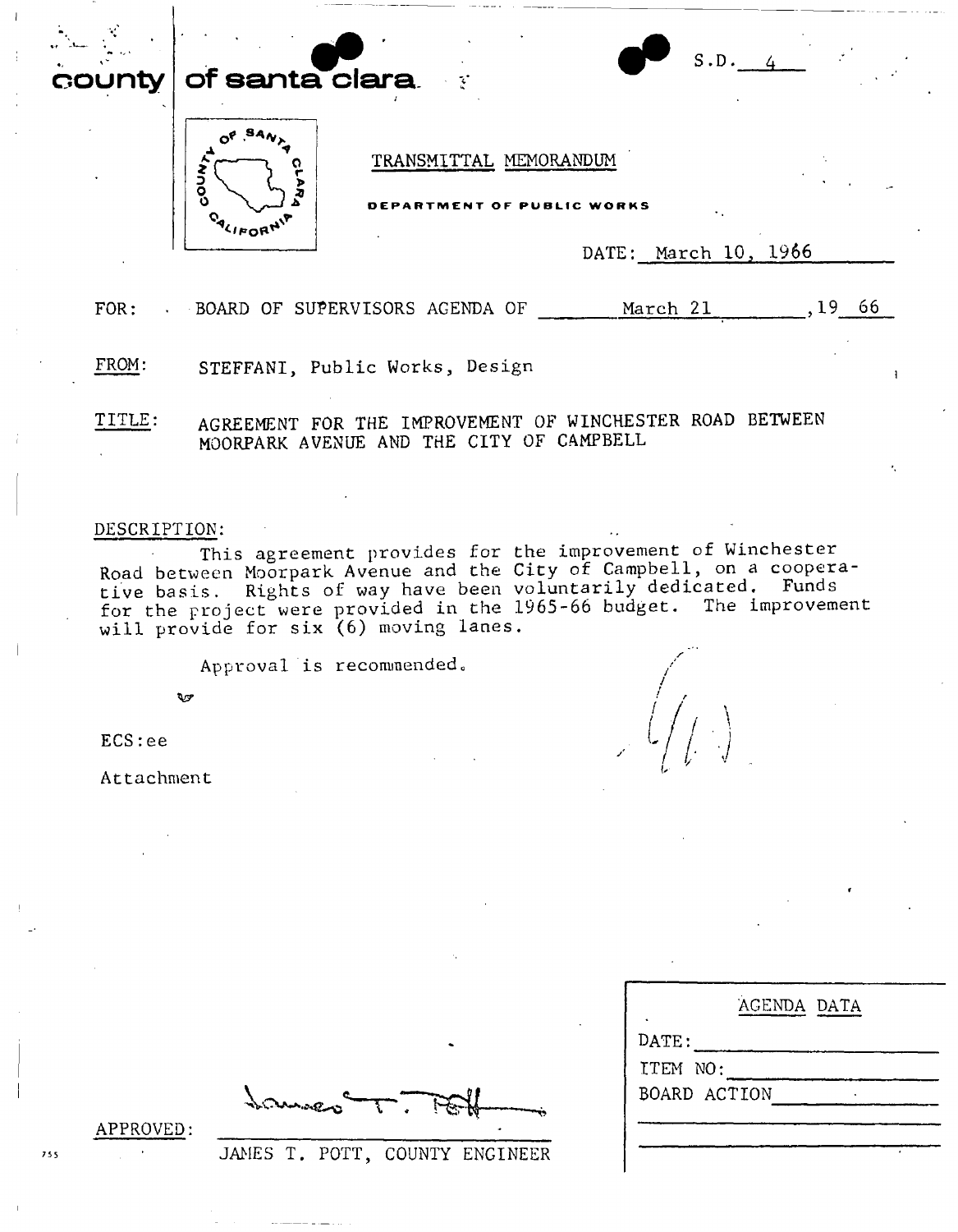county | of santa clara

S.D. 4

TRANSMITTAL MEMORANDUM

DEPARTMENT OF PUBLIC WORKS

DATE: March 10, 1966

FOR: BOARD OF SUPERVISORS AGENDA OF March 21, 1966

FROM: STEFFANI, Public Works, Design

TITLE: AGREEMENT FOR THE IMPROVEMENT OF WINCHESTER ROAD BETWEEN MOORPARK AVENUE AND THE CITY OF CAMPBELL

DESCRIPTION:

This agreement provides for the improvement of Winchester Road between Moorpark Avenue and the City of Campbell, on a cooperative basis. Rights of way have been voluntarily dedicated. Funds for the project were provided in the 1965-66 budget. The improvement will provide for six (6) moving lanes.

Approval is recommended.

ECS:ee

Attachment

APPROVED: James T. Pott

JAMES T. POTT, COUNTY ENGINEER

| AGENDA DATA |
|---|
| DATE: |
| ITEM NO: |
| BOARD ACTION |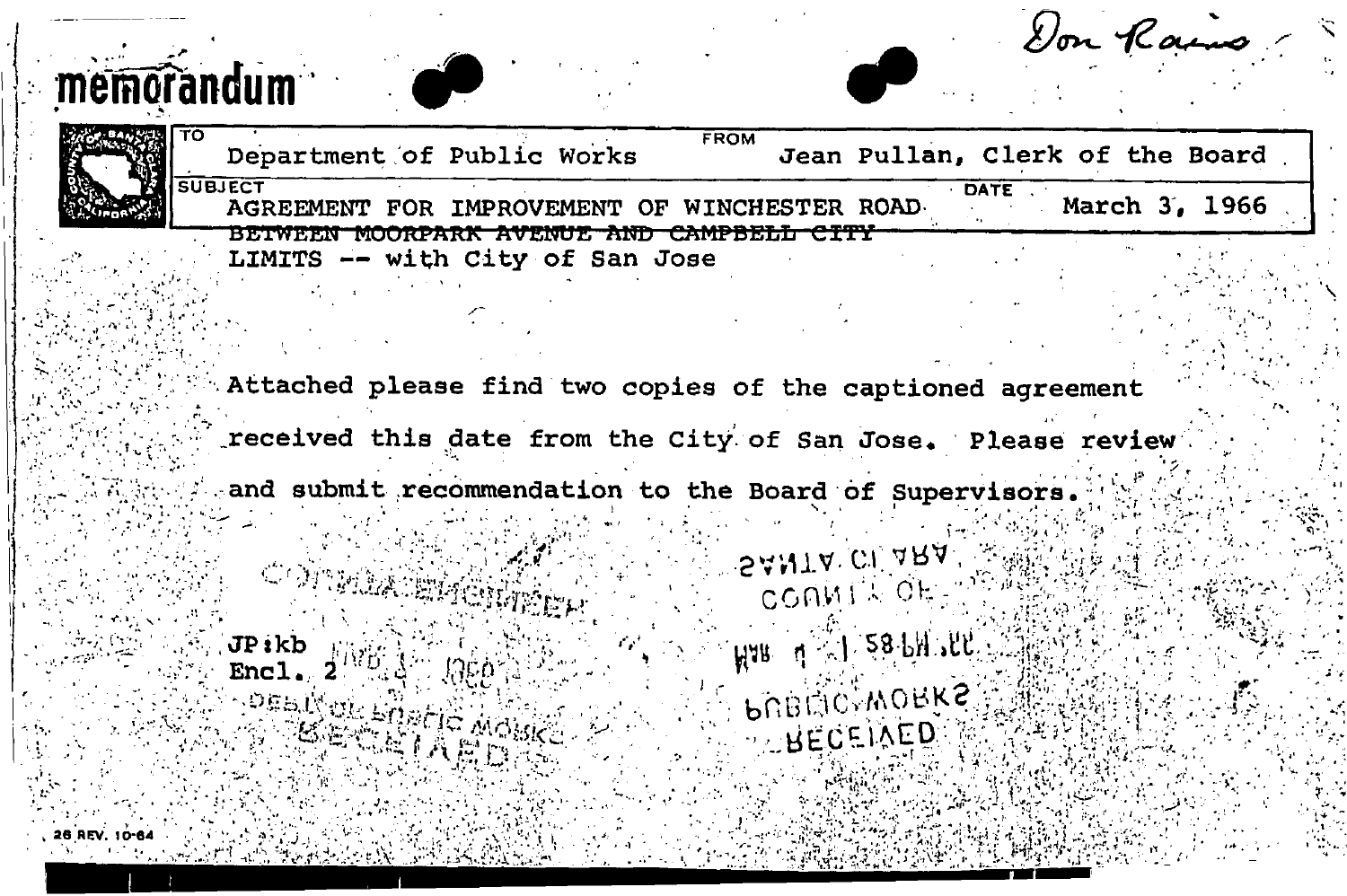Don Rains

# memorandum

| TO | FROM |
|---|---|
| Department of Public Works | Jean Pullan, Clerk of the Board |
| **SUBJECT** | **DATE** |
| AGREEMENT FOR IMPROVEMENT OF WINCHESTER ROAD ~~BETWEEN MOORPARK AVENUE AND CAMPBELL CITY~~ LIMITS -- with City of San Jose | March 3, 1966 |

Attached please find two copies of the captioned agreement received this date from the City of San Jose. Please review and submit recommendation to the Board of Supervisors.

JP:kb
Encl. 2

COUNTY ENGINEER
DEPT. OF PUBLIC WORKS
RECEIVED

SANTA CLARA COUNTY OF
MAR 4 1 58 PM '66
PUBLIC WORKS
RECEIVED

26 REV. 10-64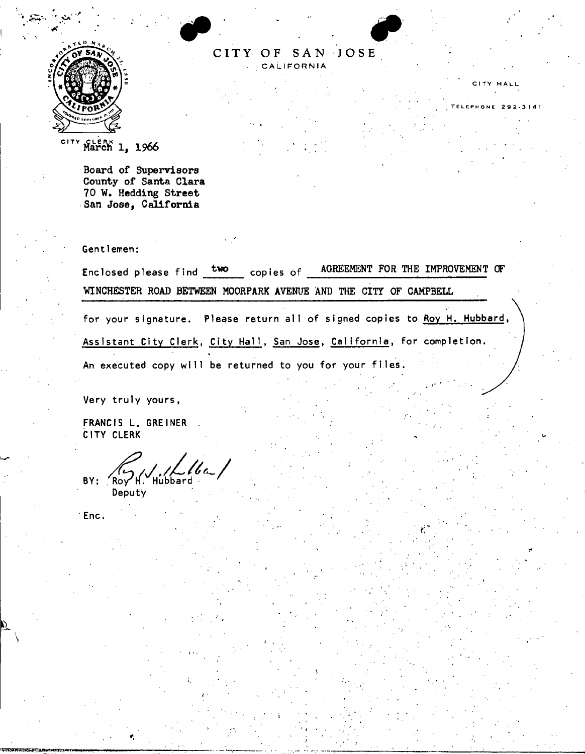# CITY OF SAN JOSE

CALIFORNIA

CITY HALL

TELEPHONE 292-3141

CITY CLERK

March 1, 1966

Board of Supervisors
County of Santa Clara
70 W. Hedding Street
San Jose, California

Gentlemen:

Enclosed please find two copies of AGREEMENT FOR THE IMPROVEMENT OF WINCHESTER ROAD BETWEEN MOORPARK AVENUE AND THE CITY OF CAMPBELL for your signature. Please return all of signed copies to Roy H. Hubbard, Assistant City Clerk, City Hall, San Jose, California, for completion. An executed copy will be returned to you for your files.

Very truly yours,

FRANCIS L. GREINER
CITY CLERK

BY: Roy H. Hubbard
Deputy

Enc.